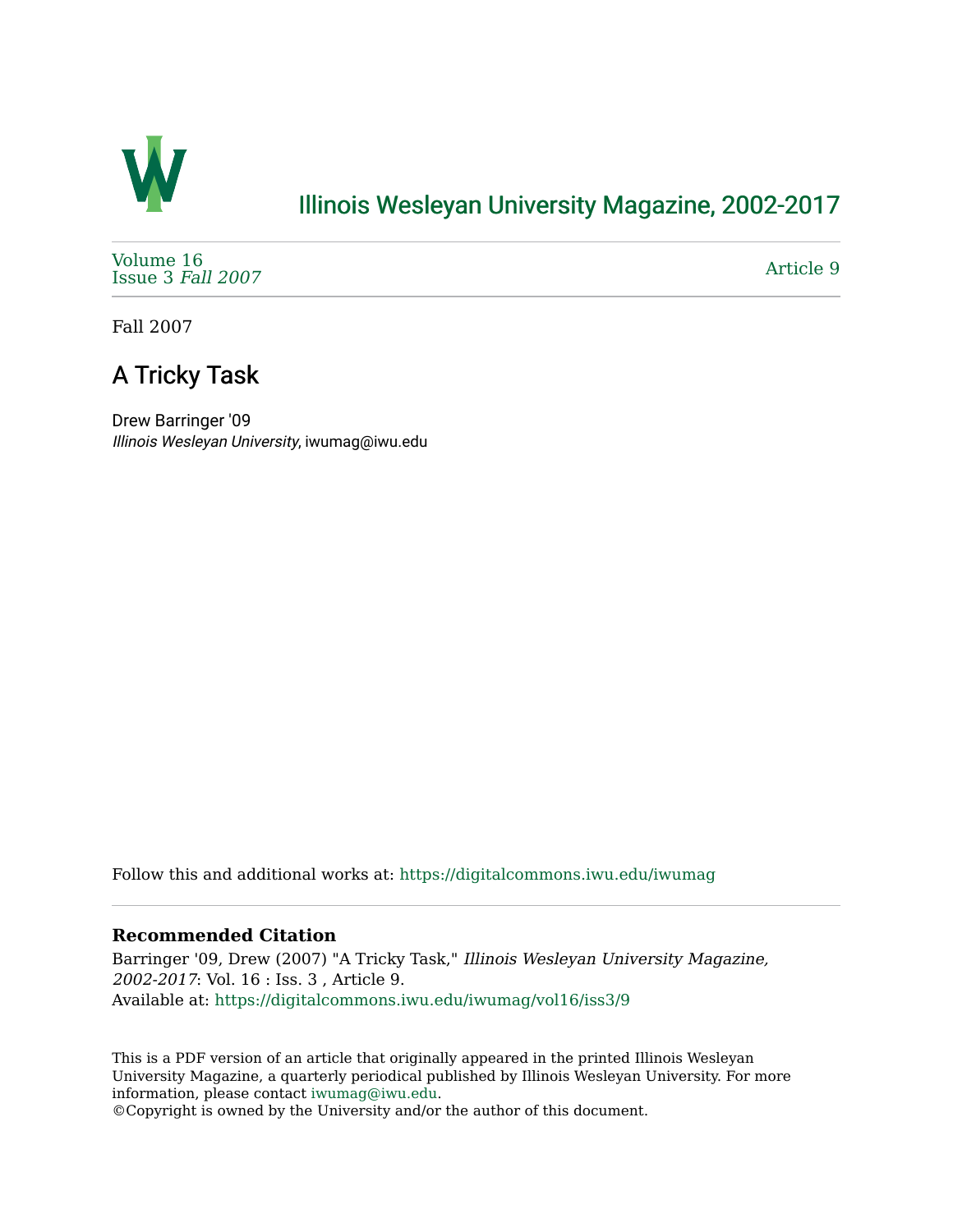# Illinois Wesleyan University Magazine, 2002-2017

Volume 16
Issue 3 *Fall 2007*

Article 9

Fall 2007

## A Tricky Task

Drew Barringer '09
*Illinois Wesleyan University*, iwumag@iwu.edu

Follow this and additional works at: https://digitalcommons.iwu.edu/iwumag

**Recommended Citation**

Barringer '09, Drew (2007) "A Tricky Task," *Illinois Wesleyan University Magazine, 2002-2017*: Vol. 16 : Iss. 3 , Article 9.
Available at: https://digitalcommons.iwu.edu/iwumag/vol16/iss3/9

This is a PDF version of an article that originally appeared in the printed Illinois Wesleyan University Magazine, a quarterly periodical published by Illinois Wesleyan University. For more information, please contact iwumag@iwu.edu.
©Copyright is owned by the University and/or the author of this document.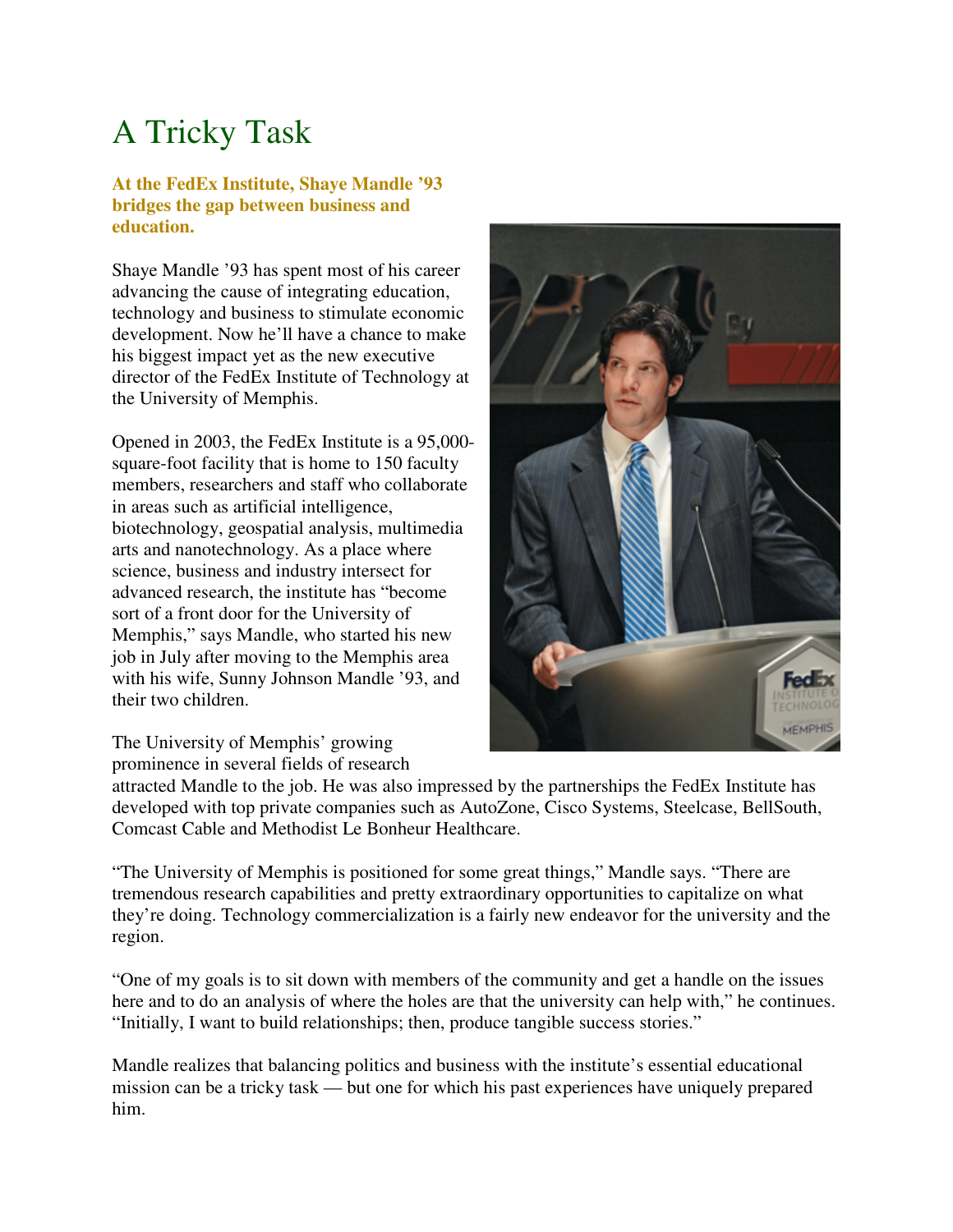# A Tricky Task

**At the FedEx Institute, Shaye Mandle '93 bridges the gap between business and education.**

Shaye Mandle '93 has spent most of his career advancing the cause of integrating education, technology and business to stimulate economic development. Now he'll have a chance to make his biggest impact yet as the new executive director of the FedEx Institute of Technology at the University of Memphis.

Opened in 2003, the FedEx Institute is a 95,000-square-foot facility that is home to 150 faculty members, researchers and staff who collaborate in areas such as artificial intelligence, biotechnology, geospatial analysis, multimedia arts and nanotechnology. As a place where science, business and industry intersect for advanced research, the institute has "become sort of a front door for the University of Memphis," says Mandle, who started his new job in July after moving to the Memphis area with his wife, Sunny Johnson Mandle '93, and their two children.

The University of Memphis' growing prominence in several fields of research attracted Mandle to the job. He was also impressed by the partnerships the FedEx Institute has developed with top private companies such as AutoZone, Cisco Systems, Steelcase, BellSouth, Comcast Cable and Methodist Le Bonheur Healthcare.

"The University of Memphis is positioned for some great things," Mandle says. "There are tremendous research capabilities and pretty extraordinary opportunities to capitalize on what they're doing. Technology commercialization is a fairly new endeavor for the university and the region.

"One of my goals is to sit down with members of the community and get a handle on the issues here and to do an analysis of where the holes are that the university can help with," he continues. "Initially, I want to build relationships; then, produce tangible success stories."

Mandle realizes that balancing politics and business with the institute's essential educational mission can be a tricky task — but one for which his past experiences have uniquely prepared him.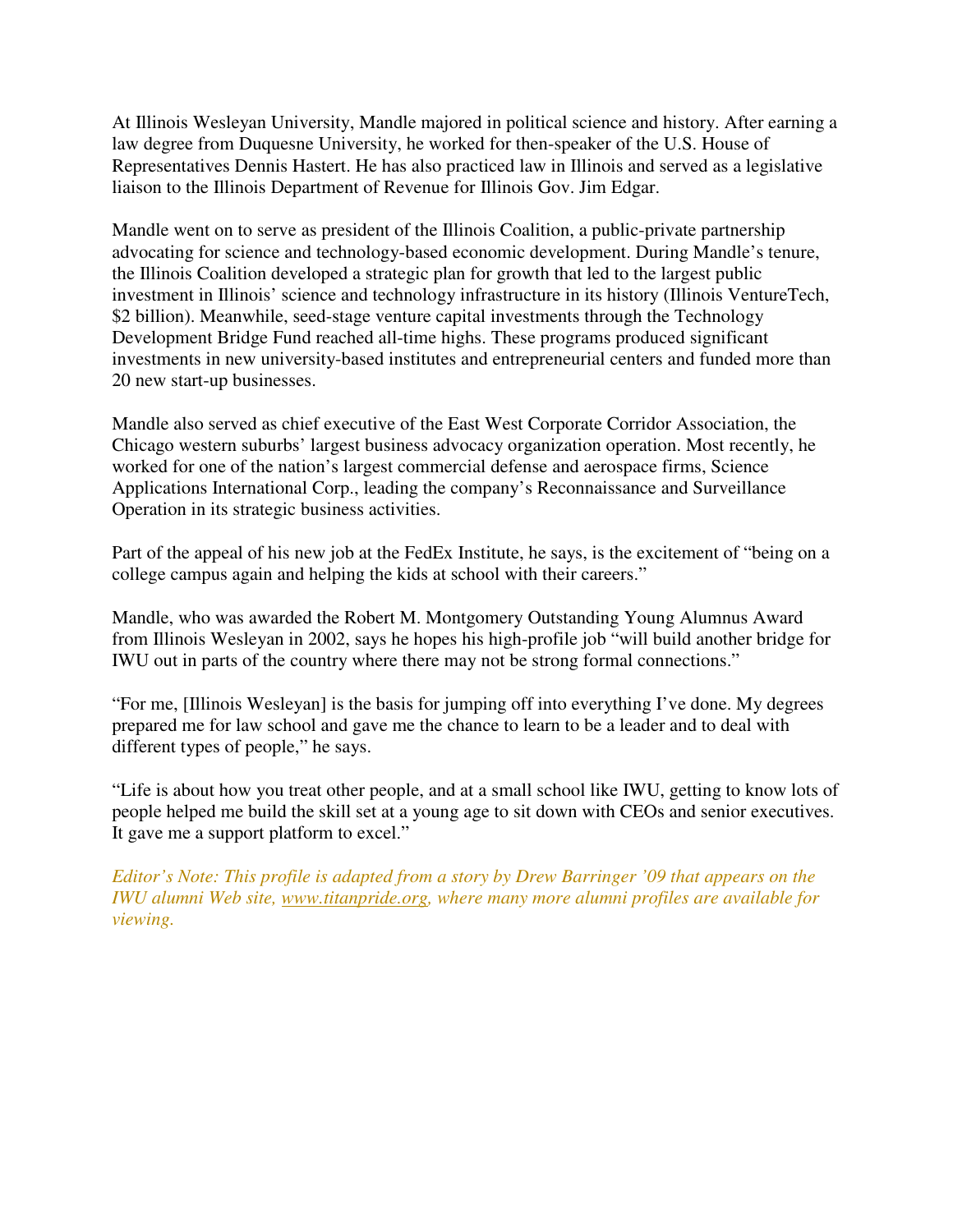At Illinois Wesleyan University, Mandle majored in political science and history. After earning a law degree from Duquesne University, he worked for then-speaker of the U.S. House of Representatives Dennis Hastert. He has also practiced law in Illinois and served as a legislative liaison to the Illinois Department of Revenue for Illinois Gov. Jim Edgar.

Mandle went on to serve as president of the Illinois Coalition, a public-private partnership advocating for science and technology-based economic development. During Mandle's tenure, the Illinois Coalition developed a strategic plan for growth that led to the largest public investment in Illinois' science and technology infrastructure in its history (Illinois VentureTech, $2 billion). Meanwhile, seed-stage venture capital investments through the Technology Development Bridge Fund reached all-time highs. These programs produced significant investments in new university-based institutes and entrepreneurial centers and funded more than 20 new start-up businesses.

Mandle also served as chief executive of the East West Corporate Corridor Association, the Chicago western suburbs' largest business advocacy organization operation. Most recently, he worked for one of the nation's largest commercial defense and aerospace firms, Science Applications International Corp., leading the company's Reconnaissance and Surveillance Operation in its strategic business activities.

Part of the appeal of his new job at the FedEx Institute, he says, is the excitement of "being on a college campus again and helping the kids at school with their careers."

Mandle, who was awarded the Robert M. Montgomery Outstanding Young Alumnus Award from Illinois Wesleyan in 2002, says he hopes his high-profile job "will build another bridge for IWU out in parts of the country where there may not be strong formal connections."

"For me, [Illinois Wesleyan] is the basis for jumping off into everything I've done. My degrees prepared me for law school and gave me the chance to learn to be a leader and to deal with different types of people," he says.

"Life is about how you treat other people, and at a small school like IWU, getting to know lots of people helped me build the skill set at a young age to sit down with CEOs and senior executives. It gave me a support platform to excel."

*Editor's Note: This profile is adapted from a story by Drew Barringer '09 that appears on the IWU alumni Web site, www.titanpride.org, where many more alumni profiles are available for viewing.*